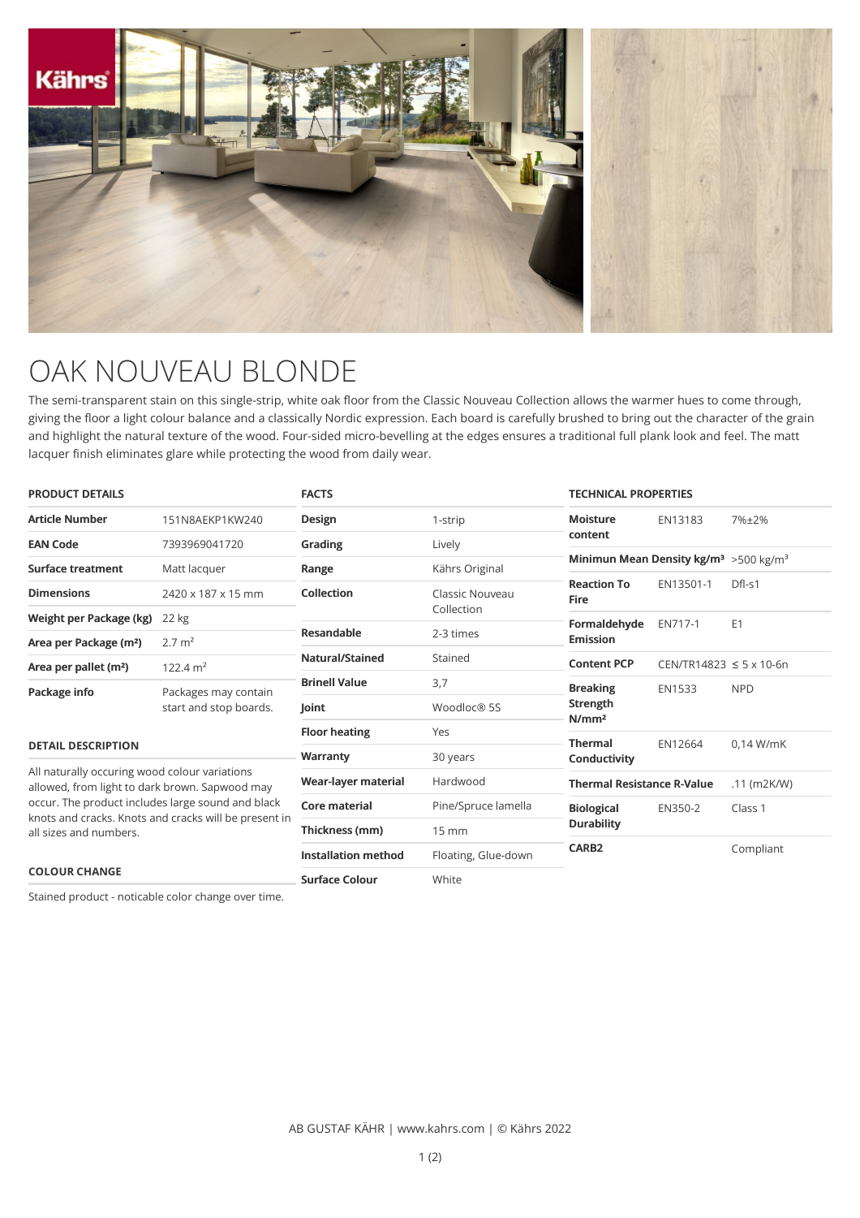# OAK NOUVEAU BLONDE

The semi-transparent stain on this single-strip, white oak floor from the Classic Nouveau Collection allows the warmer hues to come through, giving the floor a light colour balance and a classically Nordic expression. Each board is carefully brushed to bring out the character of the grain and highlight the natural texture of the wood. Four-sided micro-bevelling at the edges ensures a traditional full plank look and feel. The matt lacquer finish eliminates glare while protecting the wood from daily wear.

## PRODUCT DETAILS

| | |
|---|---|
| **Article Number** | 151N8AEKP1KW240 |
| **EAN Code** | 7393969041720 |
| **Surface treatment** | Matt lacquer |
| **Dimensions** | 2420 x 187 x 15 mm |
| **Weight per Package (kg)** | 22 kg |
| **Area per Package (m²)** | 2.7 m² |
| **Area per pallet (m²)** | 122.4 m² |
| **Package info** | Packages may contain start and stop boards. |

## DETAIL DESCRIPTION

All naturally occuring wood colour variations allowed, from light to dark brown. Sapwood may occur. The product includes large sound and black knots and cracks. Knots and cracks will be present in all sizes and numbers.

## COLOUR CHANGE

Stained product - noticable color change over time.

## FACTS

| | |
|---|---|
| **Design** | 1-strip |
| **Grading** | Lively |
| **Range** | Kährs Original |
| **Collection** | Classic Nouveau Collection |
| **Resandable** | 2-3 times |
| **Natural/Stained** | Stained |
| **Brinell Value** | 3,7 |
| **Joint** | Woodloc® 5S |
| **Floor heating** | Yes |
| **Warranty** | 30 years |
| **Wear-layer material** | Hardwood |
| **Core material** | Pine/Spruce lamella |
| **Thickness (mm)** | 15 mm |
| **Installation method** | Floating, Glue-down |
| **Surface Colour** | White |

## TECHNICAL PROPERTIES

| | | |
|---|---|---|
| **Moisture content** | EN13183 | 7%±2% |
| **Minimun Mean Density kg/m³** | | >500 kg/m³ |
| **Reaction To Fire** | EN13501-1 | Dfl-s1 |
| **Formaldehyde Emission** | EN717-1 | E1 |
| **Content PCP** | CEN/TR14823 | ≤ 5 x 10-6n |
| **Breaking Strength N/mm²** | EN1533 | NPD |
| **Thermal Conductivity** | EN12664 | 0,14 W/mK |
| **Thermal Resistance R-Value** | | .11 (m2K/W) |
| **Biological Durability** | EN350-2 | Class 1 |
| **CARB2** | | Compliant |

AB GUSTAF KÄHR | www.kahrs.com | © Kährs 2022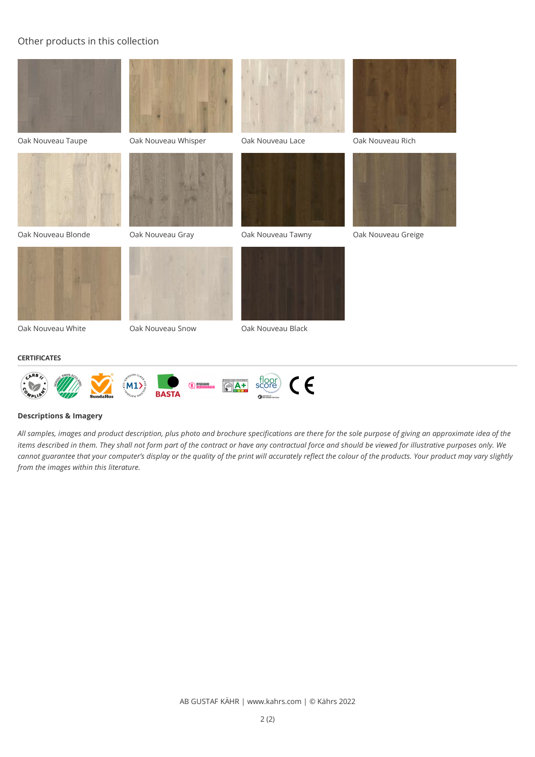## Other products in this collection

Oak Nouveau Taupe

Oak Nouveau Whisper

Oak Nouveau Lace

Oak Nouveau Rich

Oak Nouveau Blonde

Oak Nouveau Gray

Oak Nouveau Tawny

Oak Nouveau Greige

Oak Nouveau White

Oak Nouveau Snow

Oak Nouveau Black

### CERTIFICATES

### Descriptions & Imagery

*All samples, images and product description, plus photo and brochure specifications are there for the sole purpose of giving an approximate idea of the items described in them. They shall not form part of the contract or have any contractual force and should be viewed for illustrative purposes only. We cannot guarantee that your computer's display or the quality of the print will accurately reflect the colour of the products. Your product may vary slightly from the images within this literature.*

AB GUSTAF KÄHR | www.kahrs.com | © Kährs 2022